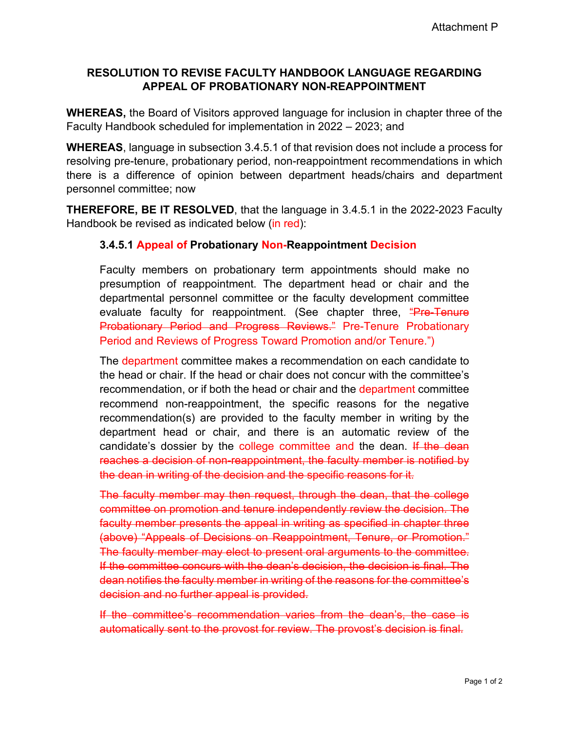Attachment P

## RESOLUTION TO REVISE FACULTY HANDBOOK LANGUAGE REGARDING APPEAL OF PROBATIONARY NON-REAPPOINTMENT

**WHEREAS,** the Board of Visitors approved language for inclusion in chapter three of the Faculty Handbook scheduled for implementation in 2022 – 2023; and

**WHEREAS**, language in subsection 3.4.5.1 of that revision does not include a process for resolving pre-tenure, probationary period, non-reappointment recommendations in which there is a difference of opinion between department heads/chairs and department personnel committee; now

**THEREFORE, BE IT RESOLVED**, that the language in 3.4.5.1 in the 2022-2023 Faculty Handbook be revised as indicated below (in red):

### 3.4.5.1 Appeal of Probationary Non-Reappointment Decision

Faculty members on probationary term appointments should make no presumption of reappointment. The department head or chair and the departmental personnel committee or the faculty development committee evaluate faculty for reappointment. (See chapter three, ~~"Pre-Tenure Probationary Period and Progress Reviews."~~ Pre-Tenure Probationary Period and Reviews of Progress Toward Promotion and/or Tenure.")

The department committee makes a recommendation on each candidate to the head or chair. If the head or chair does not concur with the committee's recommendation, or if both the head or chair and the department committee recommend non-reappointment, the specific reasons for the negative recommendation(s) are provided to the faculty member in writing by the department head or chair, and there is an automatic review of the candidate's dossier by the college committee and the dean. ~~If the dean reaches a decision of non-reappointment, the faculty member is notified by the dean in writing of the decision and the specific reasons for it.~~

~~The faculty member may then request, through the dean, that the college committee on promotion and tenure independently review the decision. The faculty member presents the appeal in writing as specified in chapter three (above) "Appeals of Decisions on Reappointment, Tenure, or Promotion." The faculty member may elect to present oral arguments to the committee. If the committee concurs with the dean's decision, the decision is final. The dean notifies the faculty member in writing of the reasons for the committee's decision and no further appeal is provided.~~

~~If the committee's recommendation varies from the dean's, the case is automatically sent to the provost for review. The provost's decision is final.~~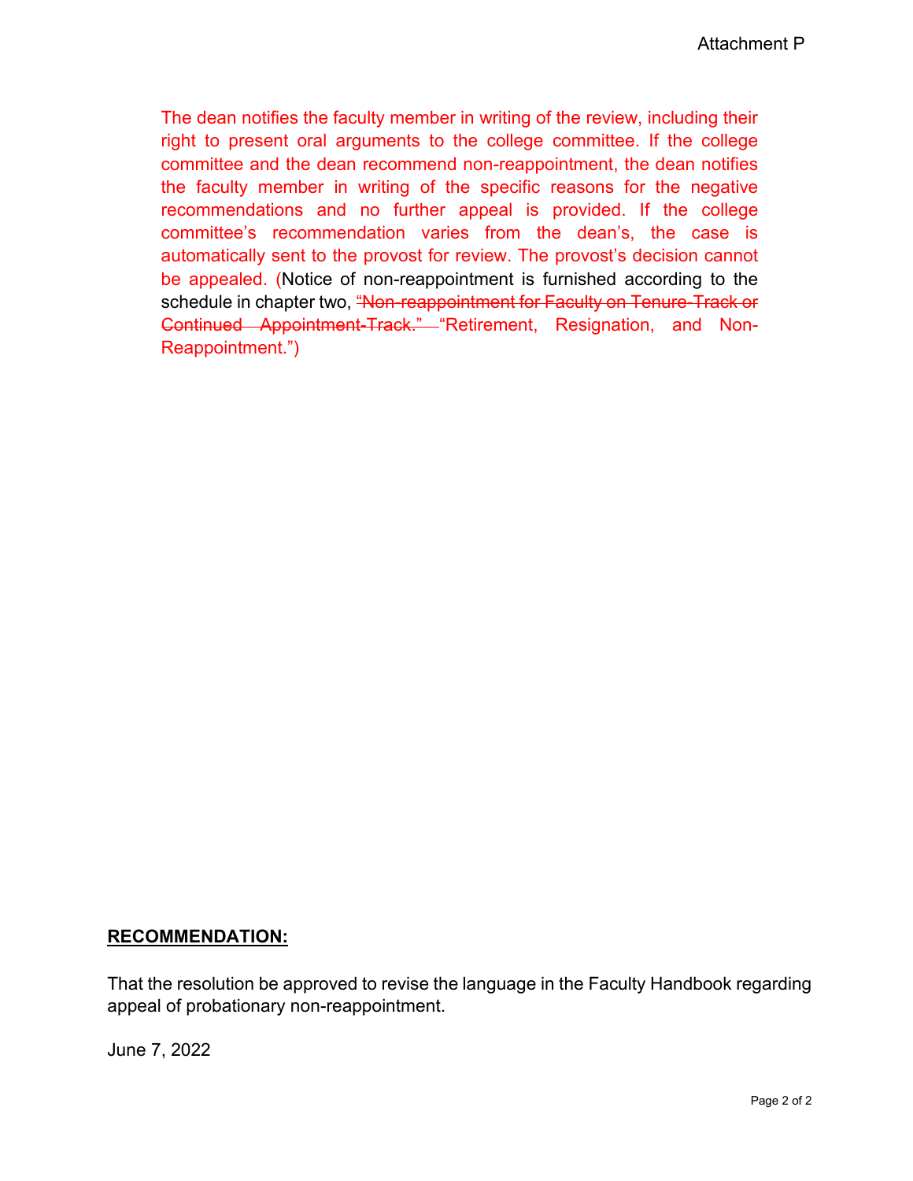The dean notifies the faculty member in writing of the review, including their right to present oral arguments to the college committee. If the college committee and the dean recommend non-reappointment, the dean notifies the faculty member in writing of the specific reasons for the negative recommendations and no further appeal is provided. If the college committee's recommendation varies from the dean's, the case is automatically sent to the provost for review. The provost's decision cannot be appealed. (Notice of non-reappointment is furnished according to the schedule in chapter two, ~~"Non-reappointment for Faculty on Tenure-Track or Continued Appointment-Track."~~ "Retirement, Resignation, and Non-Reappointment.")

**RECOMMENDATION:**

That the resolution be approved to revise the language in the Faculty Handbook regarding appeal of probationary non-reappointment.

June 7, 2022